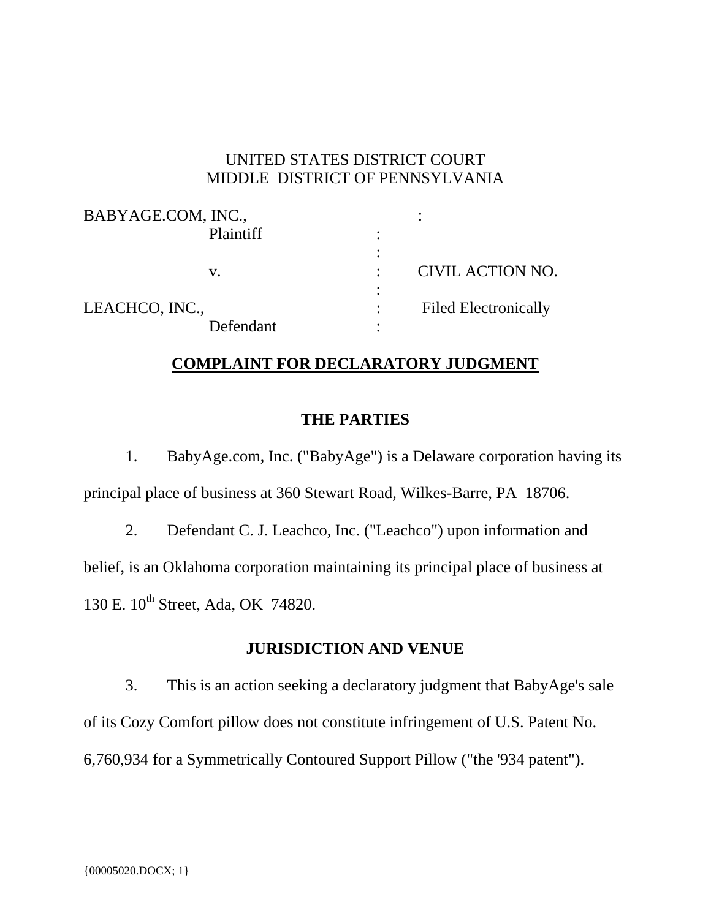UNITED STATES DISTRICT COURT
MIDDLE DISTRICT OF PENNSYLVANIA

| | | |
|---|---|---|
| BABYAGE.COM, INC., | : | |
| Plaintiff | : | |
| | : | |
| v. | : | CIVIL ACTION NO. |
| | : | |
| LEACHCO, INC., | : | Filed Electronically |
| Defendant | : | |

**COMPLAINT FOR DECLARATORY JUDGMENT**

**THE PARTIES**

1. BabyAge.com, Inc. ("BabyAge") is a Delaware corporation having its principal place of business at 360 Stewart Road, Wilkes-Barre, PA 18706.

2. Defendant C. J. Leachco, Inc. ("Leachco") upon information and belief, is an Oklahoma corporation maintaining its principal place of business at 130 E. 10th Street, Ada, OK 74820.

**JURISDICTION AND VENUE**

3. This is an action seeking a declaratory judgment that BabyAge's sale of its Cozy Comfort pillow does not constitute infringement of U.S. Patent No. 6,760,934 for a Symmetrically Contoured Support Pillow ("the '934 patent").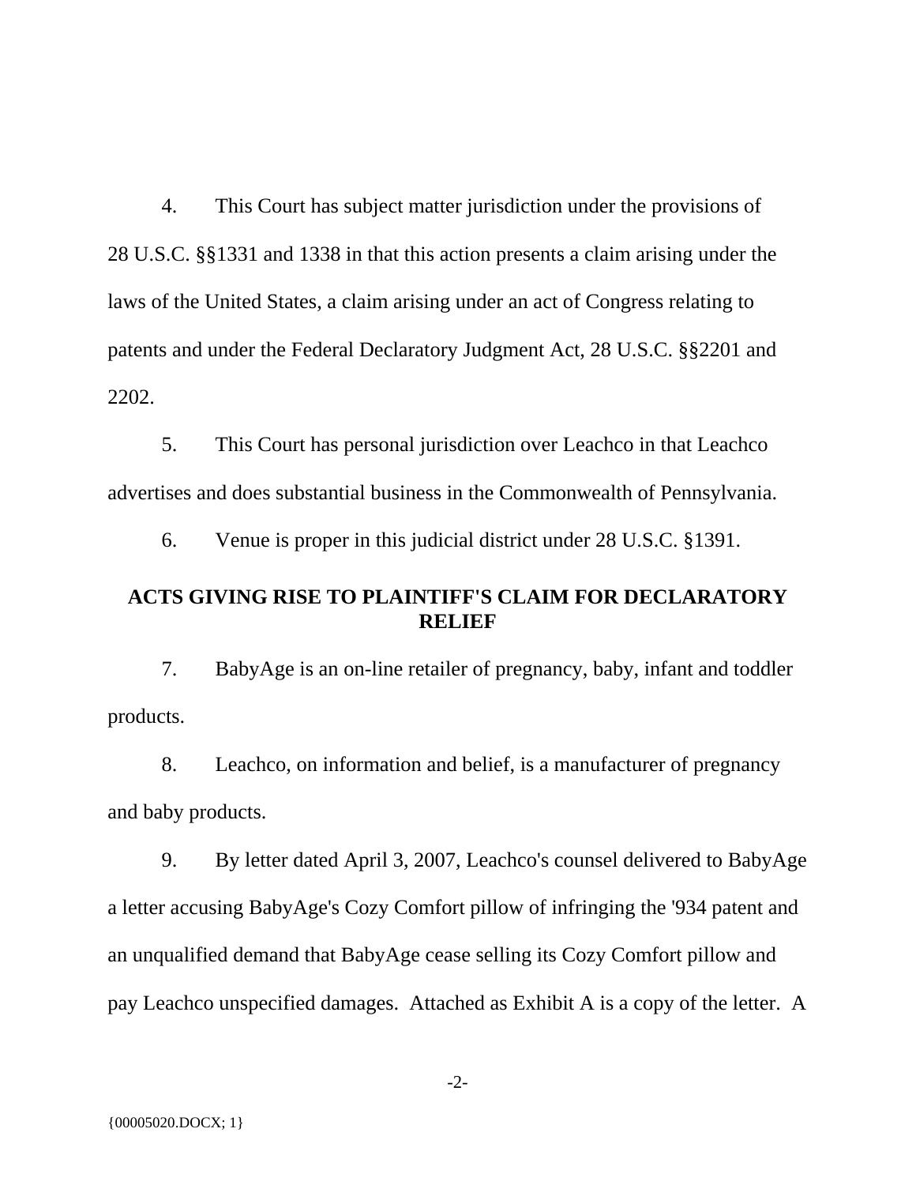4. This Court has subject matter jurisdiction under the provisions of 28 U.S.C. §§1331 and 1338 in that this action presents a claim arising under the laws of the United States, a claim arising under an act of Congress relating to patents and under the Federal Declaratory Judgment Act, 28 U.S.C. §§2201 and 2202.

5. This Court has personal jurisdiction over Leachco in that Leachco advertises and does substantial business in the Commonwealth of Pennsylvania.

6. Venue is proper in this judicial district under 28 U.S.C. §1391.

## ACTS GIVING RISE TO PLAINTIFF'S CLAIM FOR DECLARATORY RELIEF

7. BabyAge is an on-line retailer of pregnancy, baby, infant and toddler products.

8. Leachco, on information and belief, is a manufacturer of pregnancy and baby products.

9. By letter dated April 3, 2007, Leachco's counsel delivered to BabyAge a letter accusing BabyAge's Cozy Comfort pillow of infringing the '934 patent and an unqualified demand that BabyAge cease selling its Cozy Comfort pillow and pay Leachco unspecified damages. Attached as Exhibit A is a copy of the letter. A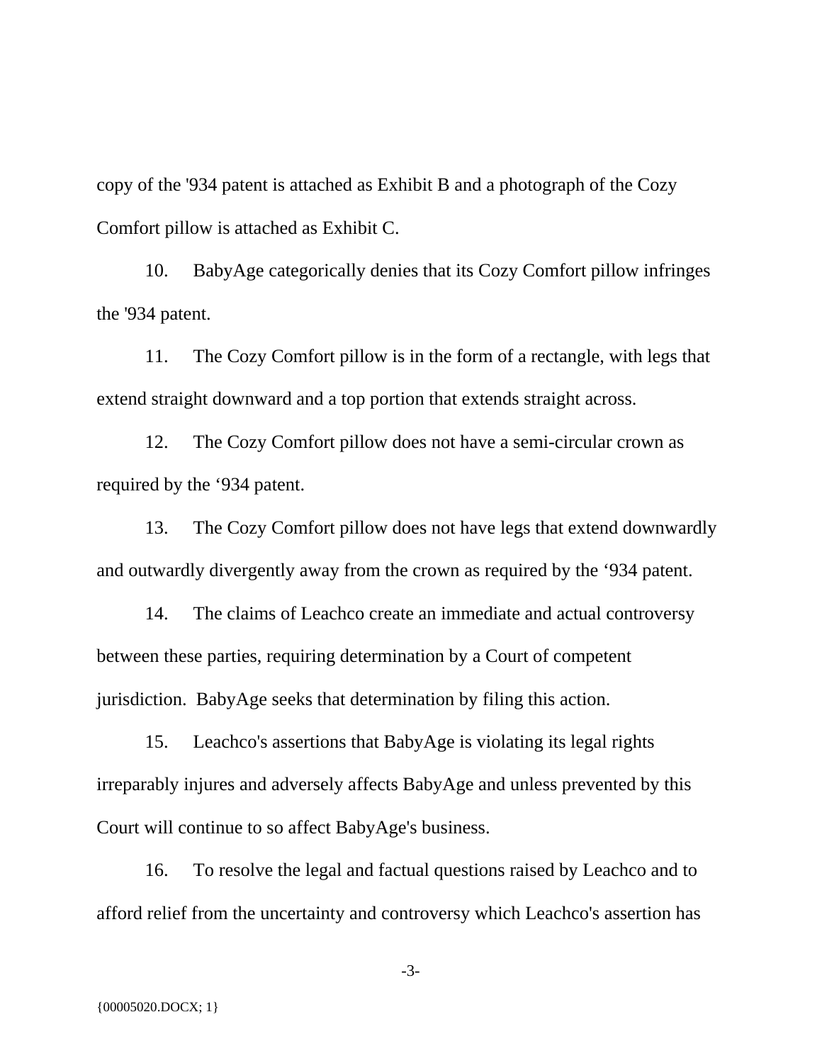copy of the '934 patent is attached as Exhibit B and a photograph of the Cozy Comfort pillow is attached as Exhibit C.

10. BabyAge categorically denies that its Cozy Comfort pillow infringes the '934 patent.

11. The Cozy Comfort pillow is in the form of a rectangle, with legs that extend straight downward and a top portion that extends straight across.

12. The Cozy Comfort pillow does not have a semi-circular crown as required by the ‘934 patent.

13. The Cozy Comfort pillow does not have legs that extend downwardly and outwardly divergently away from the crown as required by the ‘934 patent.

14. The claims of Leachco create an immediate and actual controversy between these parties, requiring determination by a Court of competent jurisdiction. BabyAge seeks that determination by filing this action.

15. Leachco's assertions that BabyAge is violating its legal rights irreparably injures and adversely affects BabyAge and unless prevented by this Court will continue to so affect BabyAge's business.

16. To resolve the legal and factual questions raised by Leachco and to afford relief from the uncertainty and controversy which Leachco's assertion has

{00005020.DOCX; 1}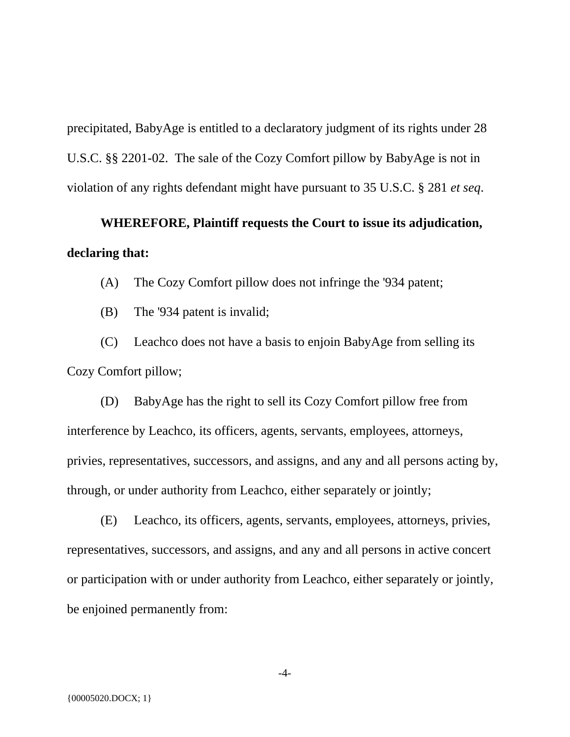precipitated, BabyAge is entitled to a declaratory judgment of its rights under 28 U.S.C. §§ 2201-02. The sale of the Cozy Comfort pillow by BabyAge is not in violation of any rights defendant might have pursuant to 35 U.S.C. § 281 *et seq*.

**WHEREFORE, Plaintiff requests the Court to issue its adjudication, declaring that:**

(A) The Cozy Comfort pillow does not infringe the '934 patent;

(B) The '934 patent is invalid;

(C) Leachco does not have a basis to enjoin BabyAge from selling its Cozy Comfort pillow;

(D) BabyAge has the right to sell its Cozy Comfort pillow free from interference by Leachco, its officers, agents, servants, employees, attorneys, privies, representatives, successors, and assigns, and any and all persons acting by, through, or under authority from Leachco, either separately or jointly;

(E) Leachco, its officers, agents, servants, employees, attorneys, privies, representatives, successors, and assigns, and any and all persons in active concert or participation with or under authority from Leachco, either separately or jointly, be enjoined permanently from:

{00005020.DOCX; 1}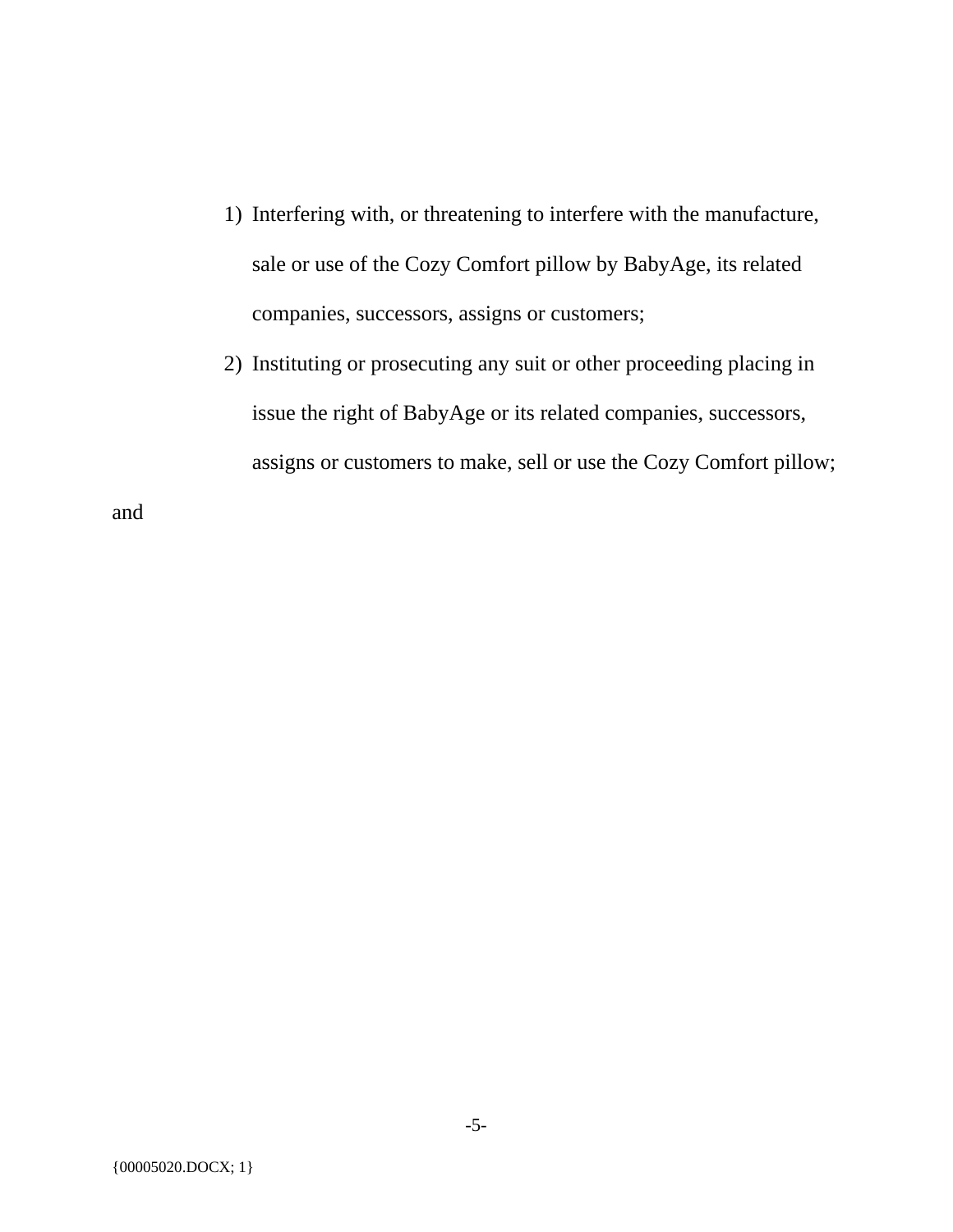1) Interfering with, or threatening to interfere with the manufacture, sale or use of the Cozy Comfort pillow by BabyAge, its related companies, successors, assigns or customers;
2) Instituting or prosecuting any suit or other proceeding placing in issue the right of BabyAge or its related companies, successors, assigns or customers to make, sell or use the Cozy Comfort pillow;

and

{00005020.DOCX; 1}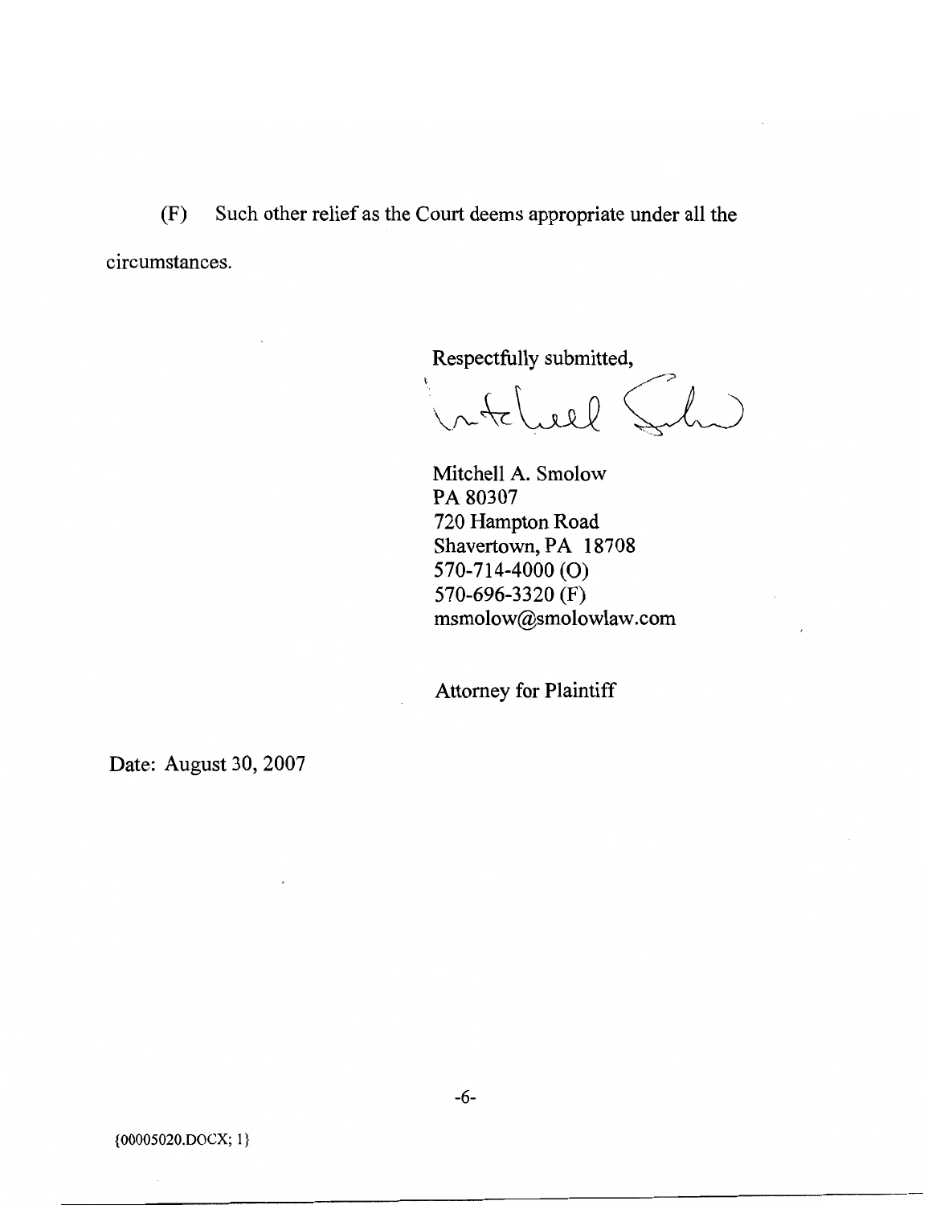(F) Such other relief as the Court deems appropriate under all the circumstances.

Respectfully submitted,

Mitchell A. Smolow
PA 80307
720 Hampton Road
Shavertown, PA 18708
570-714-4000 (O)
570-696-3320 (F)
msmolow@smolowlaw.com

Attorney for Plaintiff

Date: August 30, 2007

{00005020.DOCX; 1}